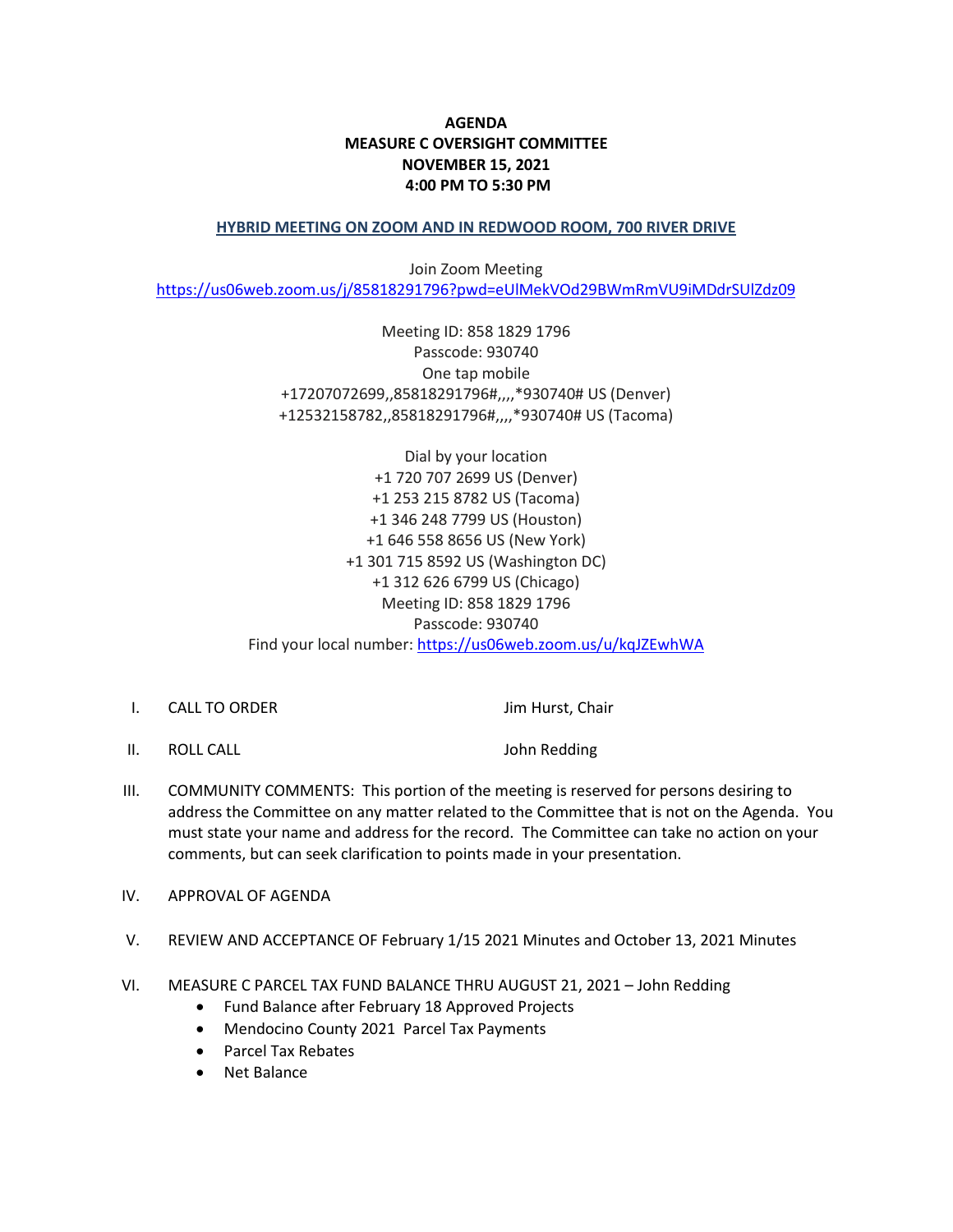**AGENDA**
**MEASURE C OVERSIGHT COMMITTEE**
**NOVEMBER 15, 2021**
**4:00 PM TO 5:30 PM**

**HYBRID MEETING ON ZOOM AND IN REDWOOD ROOM, 700 RIVER DRIVE**

Join Zoom Meeting
https://us06web.zoom.us/j/85818291796?pwd=eUlMekVOd29BWmRmVU9iMDdrSUlZdz09

Meeting ID: 858 1829 1796
Passcode: 930740
One tap mobile
+17207072699,,85818291796#,,,,*930740# US (Denver)
+12532158782,,85818291796#,,,,*930740# US (Tacoma)

Dial by your location
+1 720 707 2699 US (Denver)
+1 253 215 8782 US (Tacoma)
+1 346 248 7799 US (Houston)
+1 646 558 8656 US (New York)
+1 301 715 8592 US (Washington DC)
+1 312 626 6799 US (Chicago)
Meeting ID: 858 1829 1796
Passcode: 930740
Find your local number: https://us06web.zoom.us/u/kqJZEwhWA

I. CALL TO ORDER — Jim Hurst, Chair

II. ROLL CALL — John Redding

III. COMMUNITY COMMENTS: This portion of the meeting is reserved for persons desiring to address the Committee on any matter related to the Committee that is not on the Agenda. You must state your name and address for the record. The Committee can take no action on your comments, but can seek clarification to points made in your presentation.

IV. APPROVAL OF AGENDA

V. REVIEW AND ACCEPTANCE OF February 1/15 2021 Minutes and October 13, 2021 Minutes

VI. MEASURE C PARCEL TAX FUND BALANCE THRU AUGUST 21, 2021 – John Redding
- Fund Balance after February 18 Approved Projects
- Mendocino County 2021 Parcel Tax Payments
- Parcel Tax Rebates
- Net Balance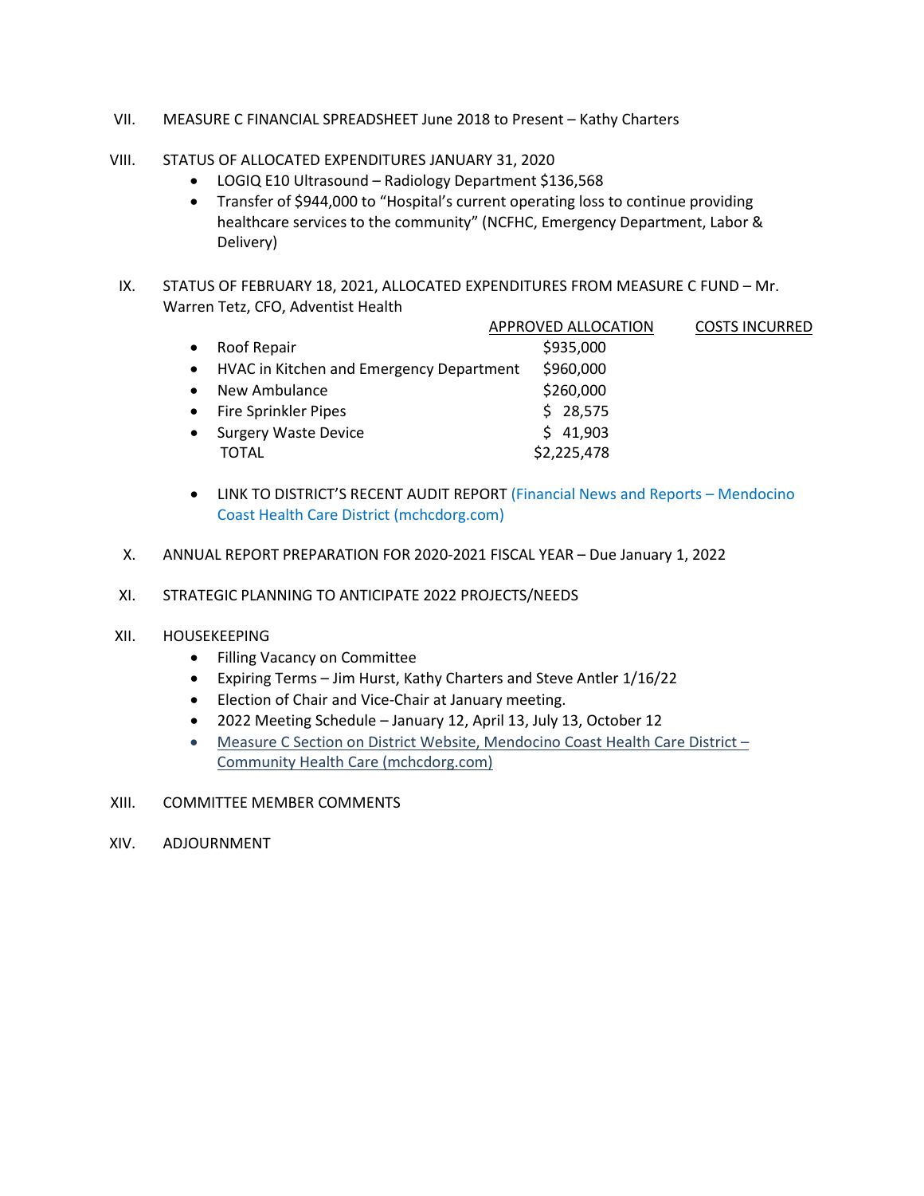VII. MEASURE C FINANCIAL SPREADSHEET June 2018 to Present – Kathy Charters

VIII. STATUS OF ALLOCATED EXPENDITURES JANUARY 31, 2020

- LOGIQ E10 Ultrasound – Radiology Department $136,568
- Transfer of $944,000 to "Hospital's current operating loss to continue providing healthcare services to the community" (NCFHC, Emergency Department, Labor & Delivery)

IX. STATUS OF FEBRUARY 18, 2021, ALLOCATED EXPENDITURES FROM MEASURE C FUND – Mr. Warren Tetz, CFO, Adventist Health

| | APPROVED ALLOCATION | COSTS INCURRED |
|---|---|---|
| • Roof Repair | $935,000 | |
| • HVAC in Kitchen and Emergency Department | $960,000 | |
| • New Ambulance | $260,000 | |
| • Fire Sprinkler Pipes | $ 28,575 | |
| • Surgery Waste Device | $ 41,903 | |
| TOTAL | $2,225,478 | |

- LINK TO DISTRICT'S RECENT AUDIT REPORT (Financial News and Reports – Mendocino Coast Health Care District (mchcdorg.com)

X. ANNUAL REPORT PREPARATION FOR 2020-2021 FISCAL YEAR – Due January 1, 2022

XI. STRATEGIC PLANNING TO ANTICIPATE 2022 PROJECTS/NEEDS

XII. HOUSEKEEPING

- Filling Vacancy on Committee
- Expiring Terms – Jim Hurst, Kathy Charters and Steve Antler 1/16/22
- Election of Chair and Vice-Chair at January meeting.
- 2022 Meeting Schedule – January 12, April 13, July 13, October 12
- Measure C Section on District Website, Mendocino Coast Health Care District – Community Health Care (mchcdorg.com)

XIII. COMMITTEE MEMBER COMMENTS

XIV. ADJOURNMENT